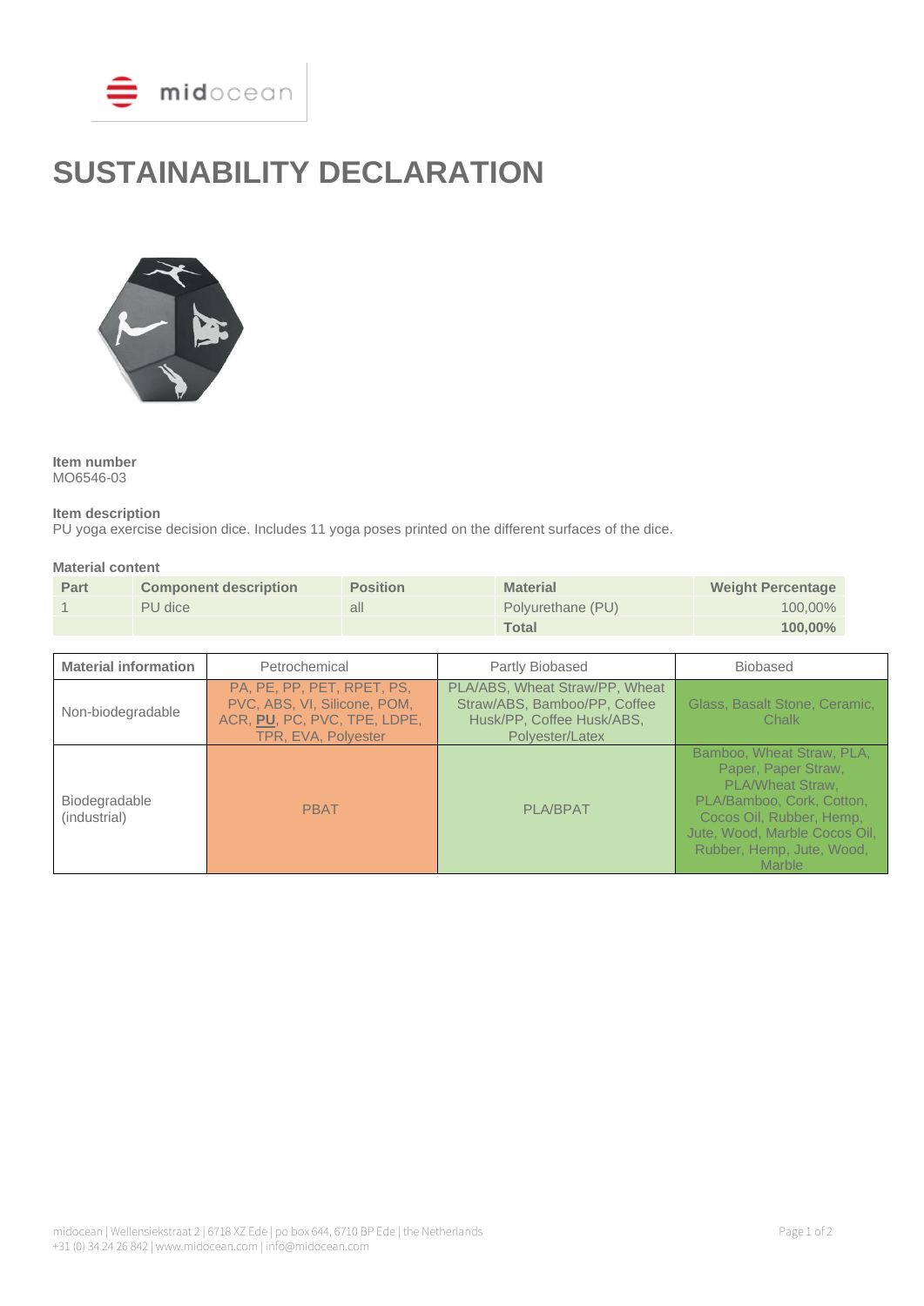# SUSTAINABILITY DECLARATION

**Item number**
MO6546-03

**Item description**
PU yoga exercise decision dice. Includes 11 yoga poses printed on the different surfaces of the dice.

**Material content**

| Part | Component description | Position | Material | Weight Percentage |
|---|---|---|---|---|
| 1 | PU dice | all | Polyurethane (PU) | 100,00% |
| | | | **Total** | **100,00%** |

| **Material information** | Petrochemical | Partly Biobased | Biobased |
|---|---|---|---|
| Non-biodegradable | PA, PE, PP, PET, RPET, PS, PVC, ABS, VI, Silicone, POM, ACR, **PU**, PC, PVC, TPE, LDPE, TPR, EVA, Polyester | PLA/ABS, Wheat Straw/PP, Wheat Straw/ABS, Bamboo/PP, Coffee Husk/PP, Coffee Husk/ABS, Polyester/Latex | Glass, Basalt Stone, Ceramic, Chalk |
| Biodegradable (industrial) | PBAT | PLA/BPAT | Bamboo, Wheat Straw, PLA, Paper, Paper Straw, PLA/Wheat Straw, PLA/Bamboo, Cork, Cotton, Cocos Oil, Rubber, Hemp, Jute, Wood, Marble Cocos Oil, Rubber, Hemp, Jute, Wood, Marble |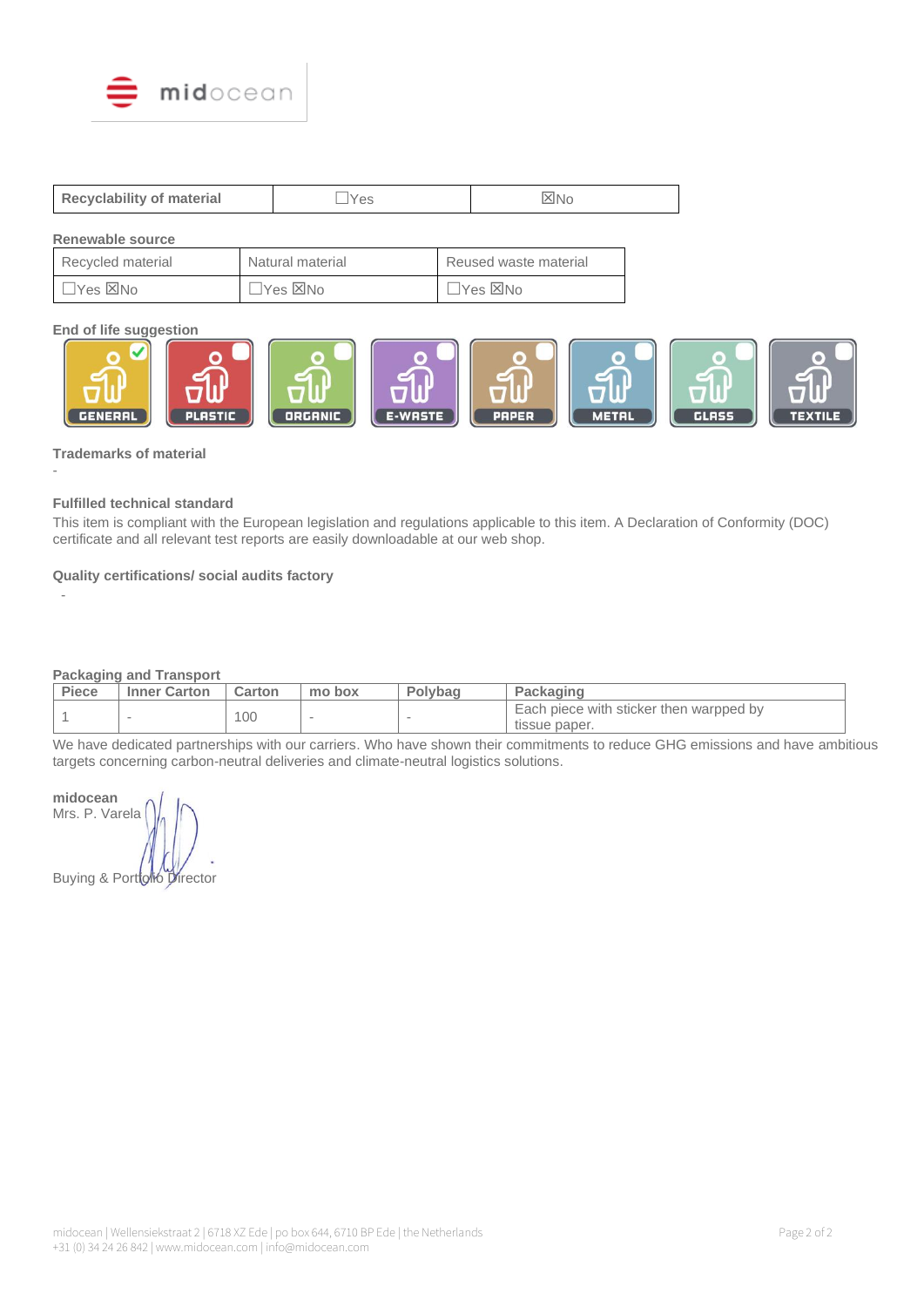| Recyclability of material | ☐Yes | ☒No |
| --- | --- | --- |

**Renewable source**

| Recycled material | Natural material | Reused waste material |
| --- | --- | --- |
| ☐Yes ☒No | ☐Yes ☒No | ☐Yes ☒No |

**End of life suggestion**

GENERAL ☑ | PLASTIC ☐ | ORGANIC ☐ | E-WASTE ☐ | PAPER ☐ | METAL ☐ | GLASS ☐ | TEXTILE ☐

**Trademarks of material**

-

**Fulfilled technical standard**

This item is compliant with the European legislation and regulations applicable to this item. A Declaration of Conformity (DOC) certificate and all relevant test reports are easily downloadable at our web shop.

**Quality certifications/ social audits factory**

-

**Packaging and Transport**

| Piece | Inner Carton | Carton | mo box | Polybag | Packaging |
| --- | --- | --- | --- | --- | --- |
| 1 | - | 100 | - | - | Each piece with sticker then warpped by tissue paper. |

We have dedicated partnerships with our carriers. Who have shown their commitments to reduce GHG emissions and have ambitious targets concerning carbon-neutral deliveries and climate-neutral logistics solutions.

**midocean**
Mrs. P. Varela

Buying & Portfolio Director

midocean | Wellensiekstraat 2 | 6718 XZ Ede | po box 644, 6710 BP Ede | the Netherlands
+31 (0) 34 24 26 842 | www.midocean.com | info@midocean.com